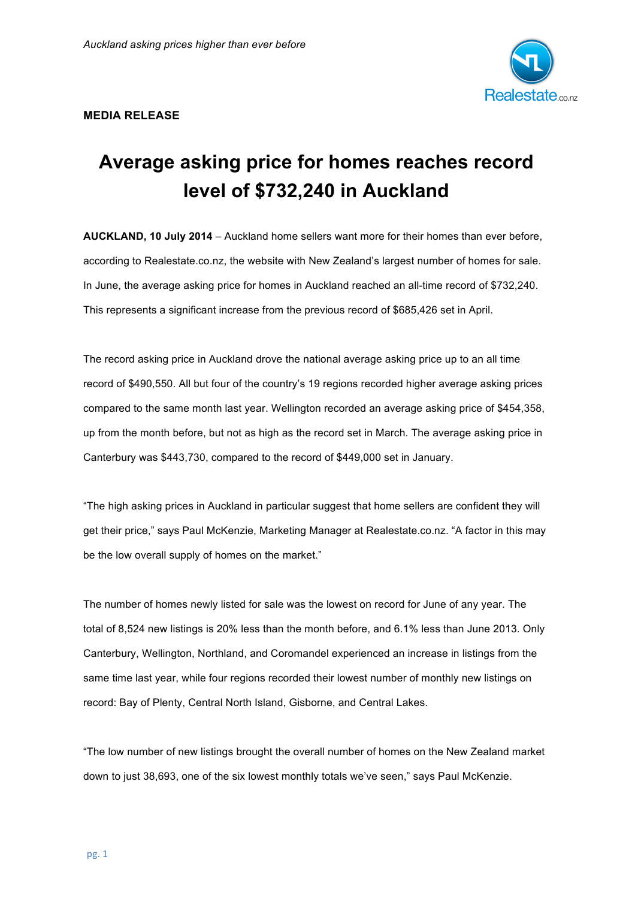**MEDIA RELEASE**

# Average asking price for homes reaches record level of $732,240 in Auckland

**AUCKLAND, 10 July 2014** – Auckland home sellers want more for their homes than ever before, according to Realestate.co.nz, the website with New Zealand's largest number of homes for sale. In June, the average asking price for homes in Auckland reached an all-time record of $732,240. This represents a significant increase from the previous record of $685,426 set in April.

The record asking price in Auckland drove the national average asking price up to an all time record of $490,550. All but four of the country's 19 regions recorded higher average asking prices compared to the same month last year. Wellington recorded an average asking price of $454,358, up from the month before, but not as high as the record set in March. The average asking price in Canterbury was $443,730, compared to the record of $449,000 set in January.

"The high asking prices in Auckland in particular suggest that home sellers are confident they will get their price," says Paul McKenzie, Marketing Manager at Realestate.co.nz. "A factor in this may be the low overall supply of homes on the market."

The number of homes newly listed for sale was the lowest on record for June of any year. The total of 8,524 new listings is 20% less than the month before, and 6.1% less than June 2013. Only Canterbury, Wellington, Northland, and Coromandel experienced an increase in listings from the same time last year, while four regions recorded their lowest number of monthly new listings on record: Bay of Plenty, Central North Island, Gisborne, and Central Lakes.

"The low number of new listings brought the overall number of homes on the New Zealand market down to just 38,693, one of the six lowest monthly totals we've seen," says Paul McKenzie.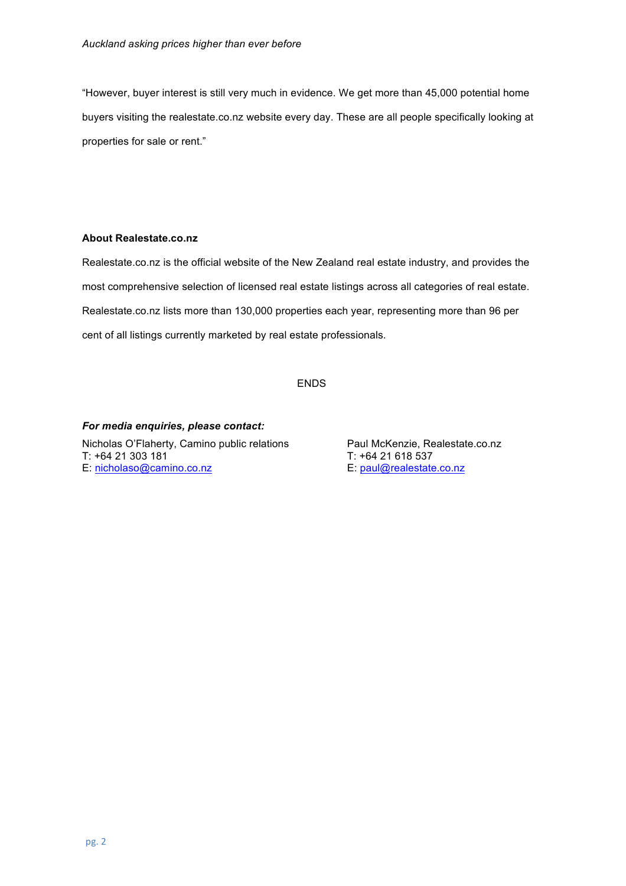"However, buyer interest is still very much in evidence. We get more than 45,000 potential home buyers visiting the realestate.co.nz website every day. These are all people specifically looking at properties for sale or rent."

**About Realestate.co.nz**

Realestate.co.nz is the official website of the New Zealand real estate industry, and provides the most comprehensive selection of licensed real estate listings across all categories of real estate. Realestate.co.nz lists more than 130,000 properties each year, representing more than 96 per cent of all listings currently marketed by real estate professionals.

ENDS

***For media enquiries, please contact:***

Nicholas O'Flaherty, Camino public relations
T: +64 21 303 181
E: nicholaso@camino.co.nz

Paul McKenzie, Realestate.co.nz
T: +64 21 618 537
E: paul@realestate.co.nz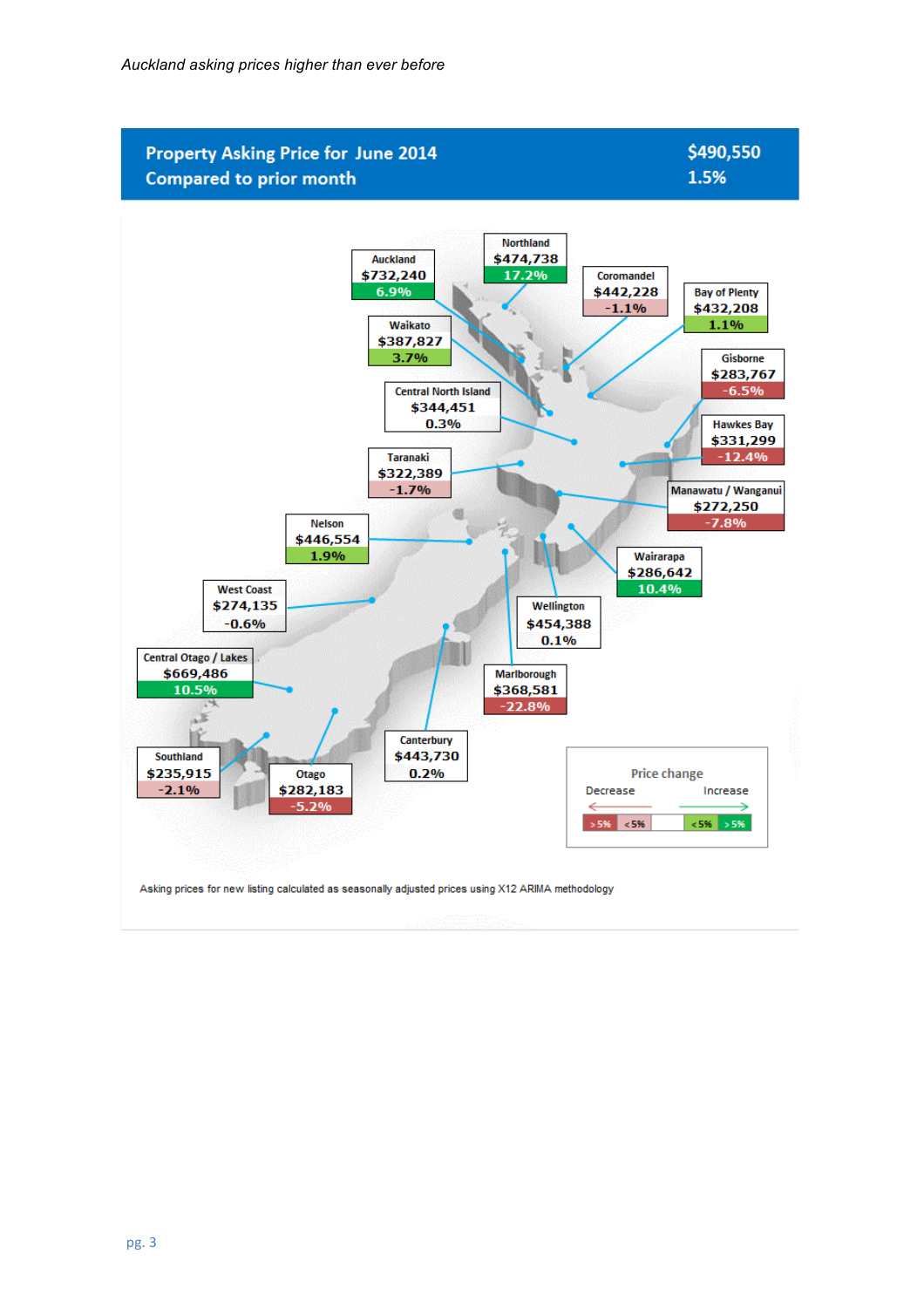*Auckland asking prices higher than ever before*

| Property Asking Price for June 2014 | $490,550 |
|---|---|
| Compared to prior month | 1.5% |

| Region | Asking Price | Change |
|---|---|---|
| Northland | $474,738 | 17.2% |
| Auckland | $732,240 | 6.9% |
| Coromandel | $442,228 | -1.1% |
| Bay of Plenty | $432,208 | 1.1% |
| Waikato | $387,827 | 3.7% |
| Gisborne | $283,767 | -6.5% |
| Central North Island | $344,451 | 0.3% |
| Hawkes Bay | $331,299 | -12.4% |
| Taranaki | $322,389 | -1.7% |
| Manawatu / Wanganui | $272,250 | -7.8% |
| Nelson | $446,554 | 1.9% |
| Wairarapa | $286,642 | 10.4% |
| West Coast | $274,135 | -0.6% |
| Wellington | $454,388 | 0.1% |
| Central Otago / Lakes | $669,486 | 10.5% |
| Marlborough | $368,581 | -22.8% |
| Canterbury | $443,730 | 0.2% |
| Southland | $235,915 | -2.1% |
| Otago | $282,183 | -5.2% |

Price change: Decrease (> 5%, < 5%) / Increase (< 5%, > 5%)

Asking prices for new listing calculated as seasonally adjusted prices using X12 ARIMA methodology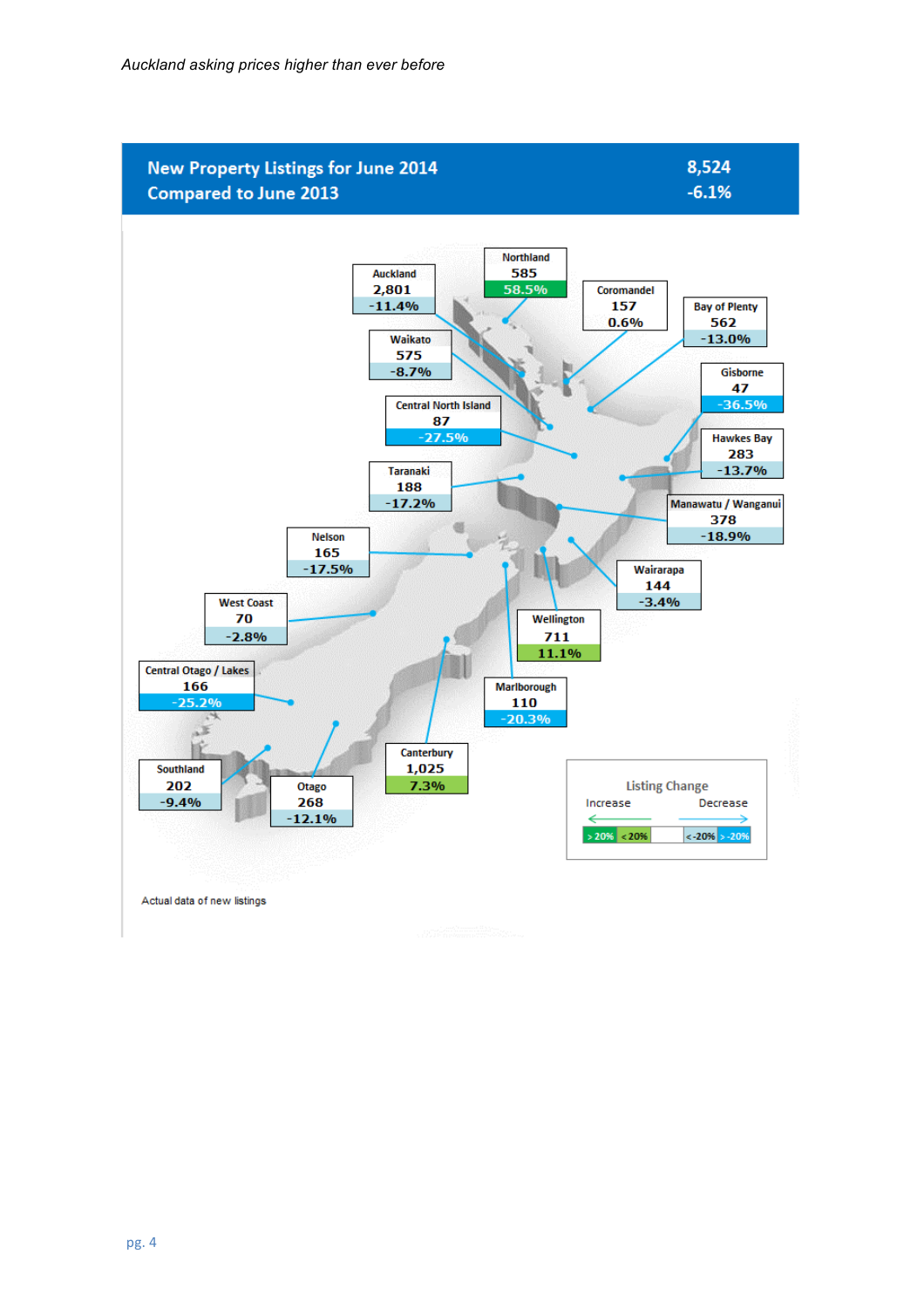*Auckland asking prices higher than ever before*

**New Property Listings for June 2014** 8,524
**Compared to June 2013** -6.1%

Northland
585
58.5%

Auckland
2,801
-11.4%

Coromandel
157
0.6%

Bay of Plenty
562
-13.0%

Waikato
575
-8.7%

Gisborne
47
-36.5%

Central North Island
87
-27.5%

Hawkes Bay
283
-13.7%

Taranaki
188
-17.2%

Manawatu / Wanganui
378
-18.9%

Nelson
165
-17.5%

Wairarapa
144
-3.4%

West Coast
70
-2.8%

Wellington
711
11.1%

Central Otago / Lakes
166
-25.2%

Marlborough
110
-20.3%

Canterbury
1,025
7.3%

Southland
202
-9.4%

Otago
268
-12.1%

Listing Change
Increase
Decrease
> 20% < 20% < -20% > -20%

Actual data of new listings